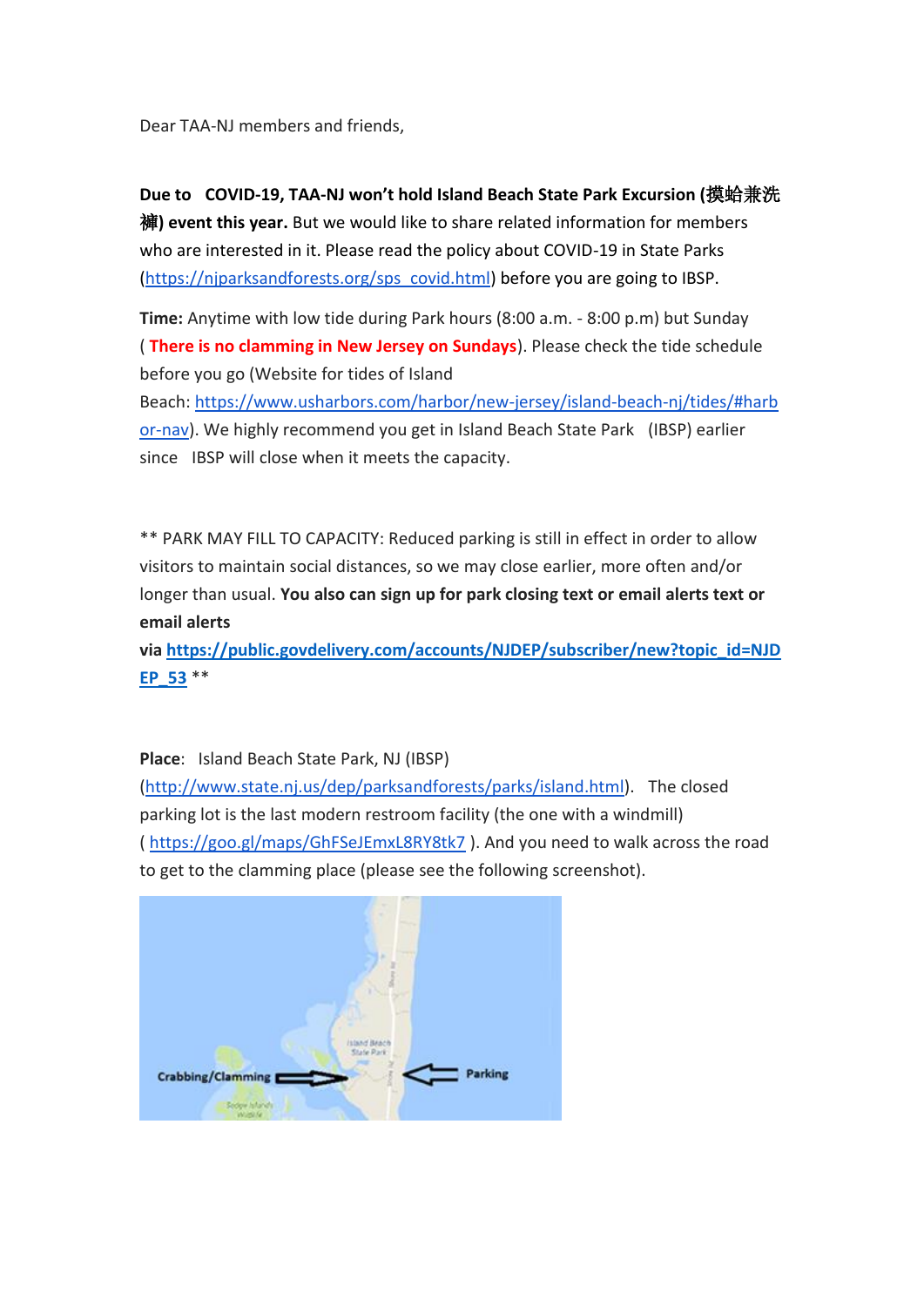Dear TAA-NJ members and friends,

**Due to COVID-19, TAA-NJ won't hold Island Beach State Park Excursion (摸蛤兼洗褲) event this year.** But we would like to share related information for members who are interested in it. Please read the policy about COVID-19 in State Parks (https://njparksandforests.org/sps_covid.html) before you are going to IBSP.

**Time:** Anytime with low tide during Park hours (8:00 a.m. - 8:00 p.m) but Sunday ( **There is no clamming in New Jersey on Sundays**). Please check the tide schedule before you go (Website for tides of Island Beach: https://www.usharbors.com/harbor/new-jersey/island-beach-nj/tides/#harbor-nav). We highly recommend you get in Island Beach State Park (IBSP) earlier since IBSP will close when it meets the capacity.

** PARK MAY FILL TO CAPACITY: Reduced parking is still in effect in order to allow visitors to maintain social distances, so we may close earlier, more often and/or longer than usual. **You also can sign up for park closing text or email alerts text or email alerts via https://public.govdelivery.com/accounts/NJDEP/subscriber/new?topic_id=NJDEP_53** **

**Place**: Island Beach State Park, NJ (IBSP) (http://www.state.nj.us/dep/parksandforests/parks/island.html). The closed parking lot is the last modern restroom facility (the one with a windmill) ( https://goo.gl/maps/GhFSeJEmxL8RY8tk7 ). And you need to walk across the road to get to the clamming place (please see the following screenshot).

Crabbing/Clamming ⇒ ⇐ Parking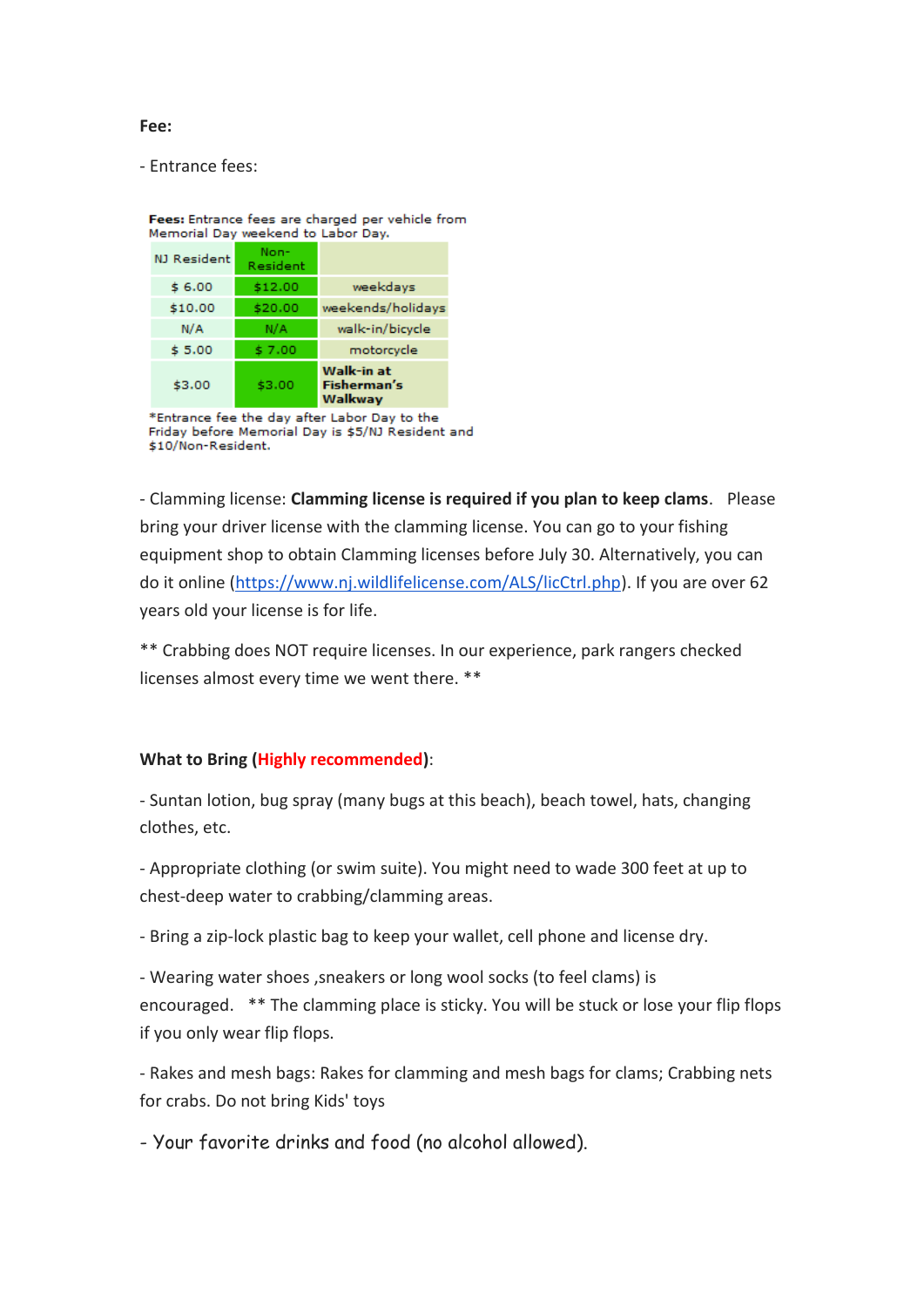**Fee:**

- Entrance fees:

**Fees:** Entrance fees are charged per vehicle from Memorial Day weekend to Labor Day.

| NJ Resident | Non-Resident | |
|---|---|---|
| $ 6.00 | $12.00 | weekdays |
| $10.00 | $20.00 | weekends/holidays |
| N/A | N/A | walk-in/bicycle |
| $ 5.00 | $ 7.00 | motorcycle |
| $3.00 | $3.00 | **Walk-in at Fisherman's Walkway** |

*Entrance fee the day after Labor Day to the Friday before Memorial Day is $5/NJ Resident and $10/Non-Resident.

- Clamming license: **Clamming license is required if you plan to keep clams**. Please bring your driver license with the clamming license. You can go to your fishing equipment shop to obtain Clamming licenses before July 30. Alternatively, you can do it online (https://www.nj.wildlifelicense.com/ALS/licCtrl.php). If you are over 62 years old your license is for life.

** Crabbing does NOT require licenses. In our experience, park rangers checked licenses almost every time we went there. **

**What to Bring (Highly recommended)**:

- Suntan lotion, bug spray (many bugs at this beach), beach towel, hats, changing clothes, etc.

- Appropriate clothing (or swim suite). You might need to wade 300 feet at up to chest-deep water to crabbing/clamming areas.

- Bring a zip-lock plastic bag to keep your wallet, cell phone and license dry.

- Wearing water shoes ,sneakers or long wool socks (to feel clams) is encouraged. ** The clamming place is sticky. You will be stuck or lose your flip flops if you only wear flip flops.

- Rakes and mesh bags: Rakes for clamming and mesh bags for clams; Crabbing nets for crabs. Do not bring Kids' toys

- Your favorite drinks and food (no alcohol allowed).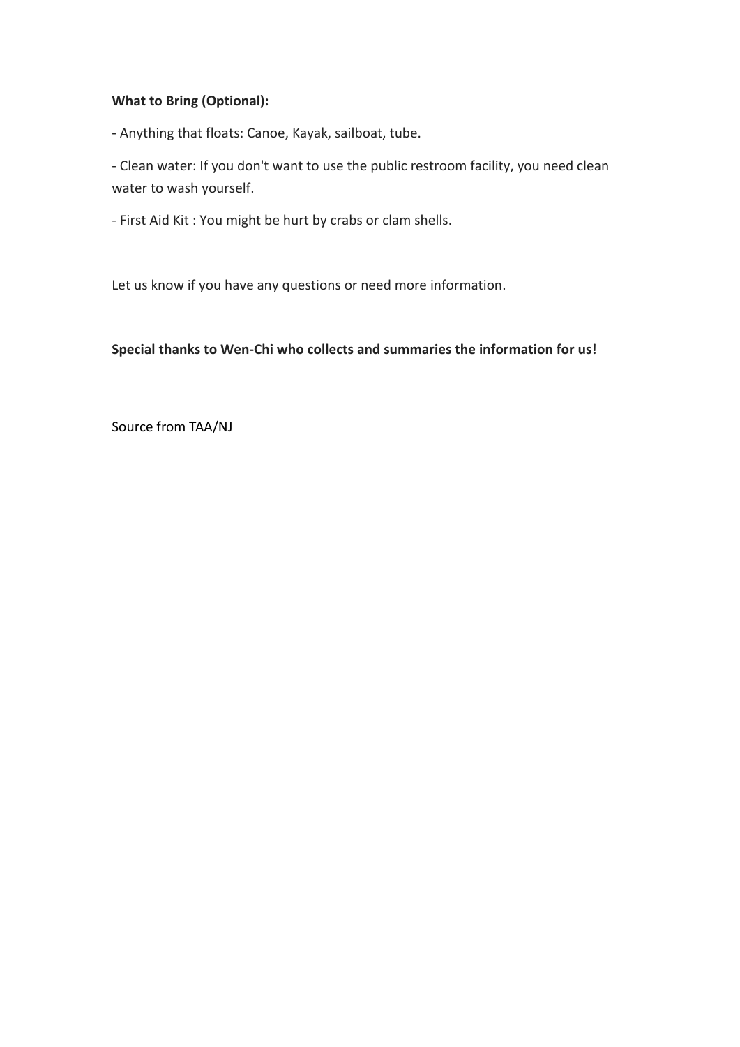**What to Bring (Optional):**

- Anything that floats: Canoe, Kayak, sailboat, tube.

- Clean water: If you don't want to use the public restroom facility, you need clean water to wash yourself.

- First Aid Kit : You might be hurt by crabs or clam shells.

Let us know if you have any questions or need more information.

**Special thanks to Wen-Chi who collects and summaries the information for us!**

Source from TAA/NJ